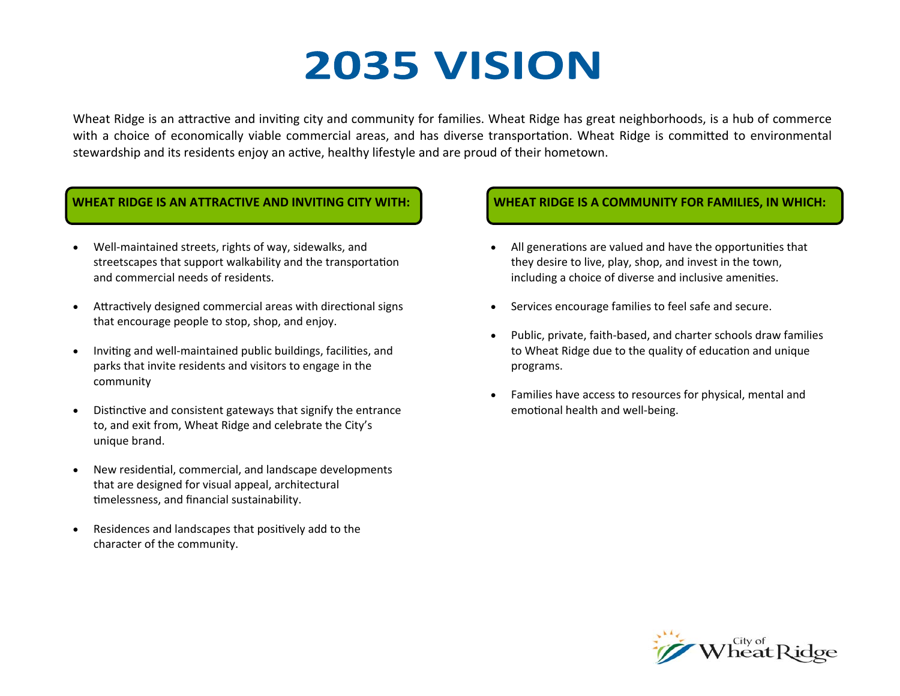# 2035 VISION

Wheat Ridge is an attractive and inviting city and community for families. Wheat Ridge has great neighborhoods, is a hub of commerce with a choice of economically viable commercial areas, and has diverse transportation. Wheat Ridge is committed to environmental stewardship and its residents enjoy an active, healthy lifestyle and are proud of their hometown.

## WHEAT RIDGE IS AN ATTRACTIVE AND INVITING CITY WITH:

- Well-maintained streets, rights of way, sidewalks, and streetscapes that support walkability and the transportation and commercial needs of residents.
- Attractively designed commercial areas with directional signs that encourage people to stop, shop, and enjoy.
- Inviting and well-maintained public buildings, facilities, and parks that invite residents and visitors to engage in the community
- Distinctive and consistent gateways that signify the entrance to, and exit from, Wheat Ridge and celebrate the City's unique brand.
- New residential, commercial, and landscape developments that are designed for visual appeal, architectural timelessness, and financial sustainability.
- Residences and landscapes that positively add to the character of the community.

## WHEAT RIDGE IS A COMMUNITY FOR FAMILIES, IN WHICH:

- All generations are valued and have the opportunities that they desire to live, play, shop, and invest in the town, including a choice of diverse and inclusive amenities.
- Services encourage families to feel safe and secure.
- Public, private, faith-based, and charter schools draw families to Wheat Ridge due to the quality of education and unique programs.
- Families have access to resources for physical, mental and emotional health and well-being.

City of Wheat Ridge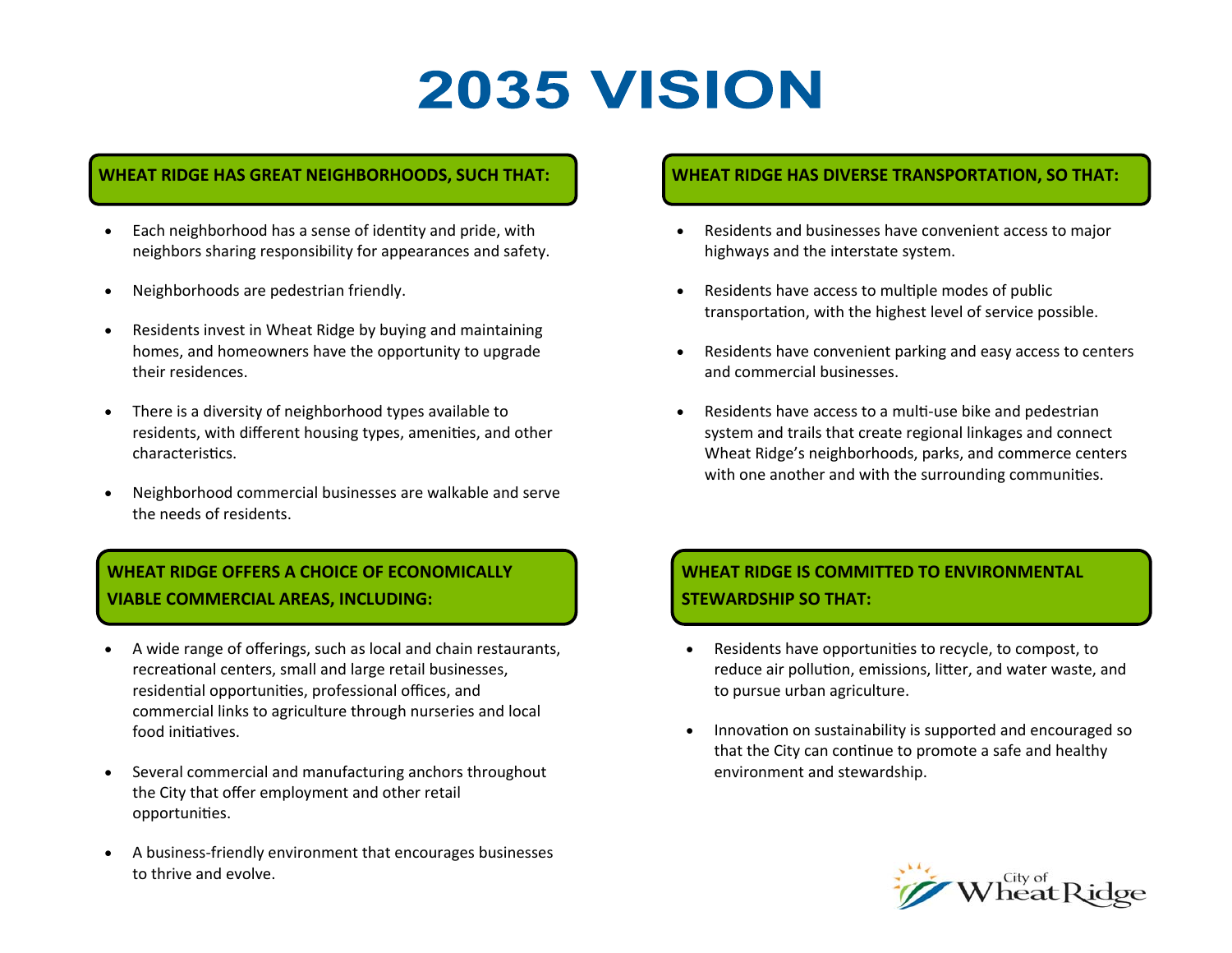# 2035 VISION

## WHEAT RIDGE HAS GREAT NEIGHBORHOODS, SUCH THAT:

- Each neighborhood has a sense of identity and pride, with neighbors sharing responsibility for appearances and safety.
- Neighborhoods are pedestrian friendly.
- Residents invest in Wheat Ridge by buying and maintaining homes, and homeowners have the opportunity to upgrade their residences.
- There is a diversity of neighborhood types available to residents, with different housing types, amenities, and other characteristics.
- Neighborhood commercial businesses are walkable and serve the needs of residents.

## WHEAT RIDGE OFFERS A CHOICE OF ECONOMICALLY VIABLE COMMERCIAL AREAS, INCLUDING:

- A wide range of offerings, such as local and chain restaurants, recreational centers, small and large retail businesses, residential opportunities, professional offices, and commercial links to agriculture through nurseries and local food initiatives.
- Several commercial and manufacturing anchors throughout the City that offer employment and other retail opportunities.
- A business-friendly environment that encourages businesses to thrive and evolve.

## WHEAT RIDGE HAS DIVERSE TRANSPORTATION, SO THAT:

- Residents and businesses have convenient access to major highways and the interstate system.
- Residents have access to multiple modes of public transportation, with the highest level of service possible.
- Residents have convenient parking and easy access to centers and commercial businesses.
- Residents have access to a multi-use bike and pedestrian system and trails that create regional linkages and connect Wheat Ridge's neighborhoods, parks, and commerce centers with one another and with the surrounding communities.

## WHEAT RIDGE IS COMMITTED TO ENVIRONMENTAL STEWARDSHIP SO THAT:

- Residents have opportunities to recycle, to compost, to reduce air pollution, emissions, litter, and water waste, and to pursue urban agriculture.
- Innovation on sustainability is supported and encouraged so that the City can continue to promote a safe and healthy environment and stewardship.

City of Wheat Ridge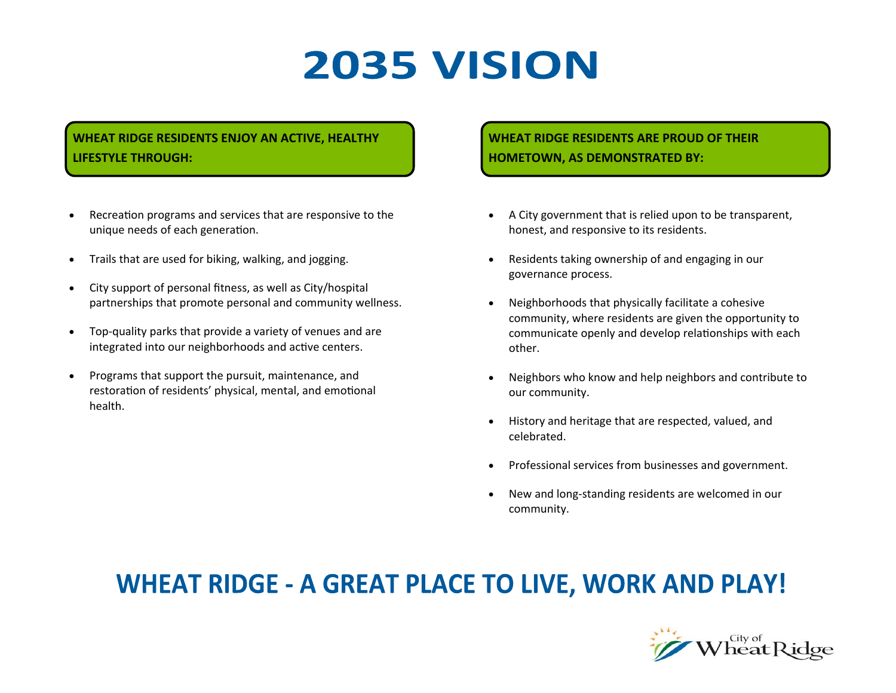# 2035 VISION

**WHEAT RIDGE RESIDENTS ENJOY AN ACTIVE, HEALTHY LIFESTYLE THROUGH:**

- Recreation programs and services that are responsive to the unique needs of each generation.
- Trails that are used for biking, walking, and jogging.
- City support of personal fitness, as well as City/hospital partnerships that promote personal and community wellness.
- Top-quality parks that provide a variety of venues and are integrated into our neighborhoods and active centers.
- Programs that support the pursuit, maintenance, and restoration of residents' physical, mental, and emotional health.

**WHEAT RIDGE RESIDENTS ARE PROUD OF THEIR HOMETOWN, AS DEMONSTRATED BY:**

- A City government that is relied upon to be transparent, honest, and responsive to its residents.
- Residents taking ownership of and engaging in our governance process.
- Neighborhoods that physically facilitate a cohesive community, where residents are given the opportunity to communicate openly and develop relationships with each other.
- Neighbors who know and help neighbors and contribute to our community.
- History and heritage that are respected, valued, and celebrated.
- Professional services from businesses and government.
- New and long-standing residents are welcomed in our community.

## WHEAT RIDGE - A GREAT PLACE TO LIVE, WORK AND PLAY!

City of Wheat Ridge